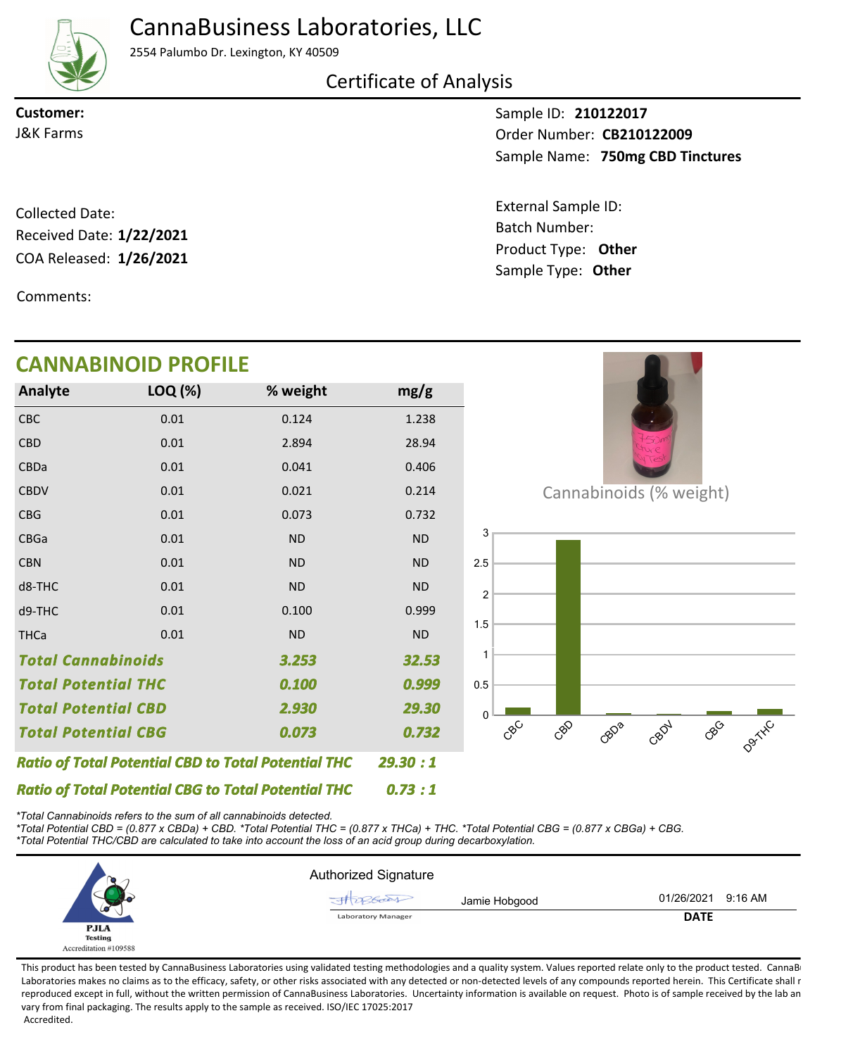# CannaBusiness Laboratories, LLC

2554 Palumbo Dr. Lexington, KY 40509

## Certificate of Analysis

**Customer:**
J&K Farms

Sample ID: **210122017**
Order Number: **CB210122009**
Sample Name: **750mg CBD Tinctures**

Collected Date:
Received Date: **1/22/2021**
COA Released: **1/26/2021**

External Sample ID:
Batch Number:
Product Type: **Other**
Sample Type: **Other**

Comments:

## CANNABINOID PROFILE

| Analyte | LOQ (%) | % weight | mg/g |
|---|---|---|---|
| CBC | 0.01 | 0.124 | 1.238 |
| CBD | 0.01 | 2.894 | 28.94 |
| CBDa | 0.01 | 0.041 | 0.406 |
| CBDV | 0.01 | 0.021 | 0.214 |
| CBG | 0.01 | 0.073 | 0.732 |
| CBGa | 0.01 | ND | ND |
| CBN | 0.01 | ND | ND |
| d8-THC | 0.01 | ND | ND |
| d9-THC | 0.01 | 0.100 | 0.999 |
| THCa | 0.01 | ND | ND |
| ***Total Cannabinoids*** | | ***3.253*** | ***32.53*** |
| ***Total Potential THC*** | | ***0.100*** | ***0.999*** |
| ***Total Potential CBD*** | | ***2.930*** | ***29.30*** |
| ***Total Potential CBG*** | | ***0.073*** | ***0.732*** |

***Ratio of Total Potential CBD to Total Potential THC*** ***29.30 : 1***

***Ratio of Total Potential CBG to Total Potential THC*** ***0.73 : 1***

Cannabinoids (% weight)

*\*Total Cannabinoids refers to the sum of all cannabinoids detected.*
*\*Total Potential CBD = (0.877 x CBDa) + CBD. \*Total Potential THC = (0.877 x THCa) + THC. \*Total Potential CBG = (0.877 x CBGa) + CBG.*
*\*Total Potential THC/CBD are calculated to take into account the loss of an acid group during decarboxylation.*

PJLA Testing
Accreditation #109588

Authorized Signature

Jamie Hobgood — Laboratory Manager

01/26/2021 9:16 AM
**DATE**

This product has been tested by CannaBusiness Laboratories using validated testing methodologies and a quality system. Values reported relate only to the product tested. CannaBusiness Laboratories makes no claims as to the efficacy, safety, or other risks associated with any detected or non-detected levels of any compounds reported herein. This Certificate shall not be reproduced except in full, without the written permission of CannaBusiness Laboratories. Uncertainty information is available on request. Photo is of sample received by the lab and may vary from final packaging. The results apply to the sample as received. ISO/IEC 17025:2017 Accredited.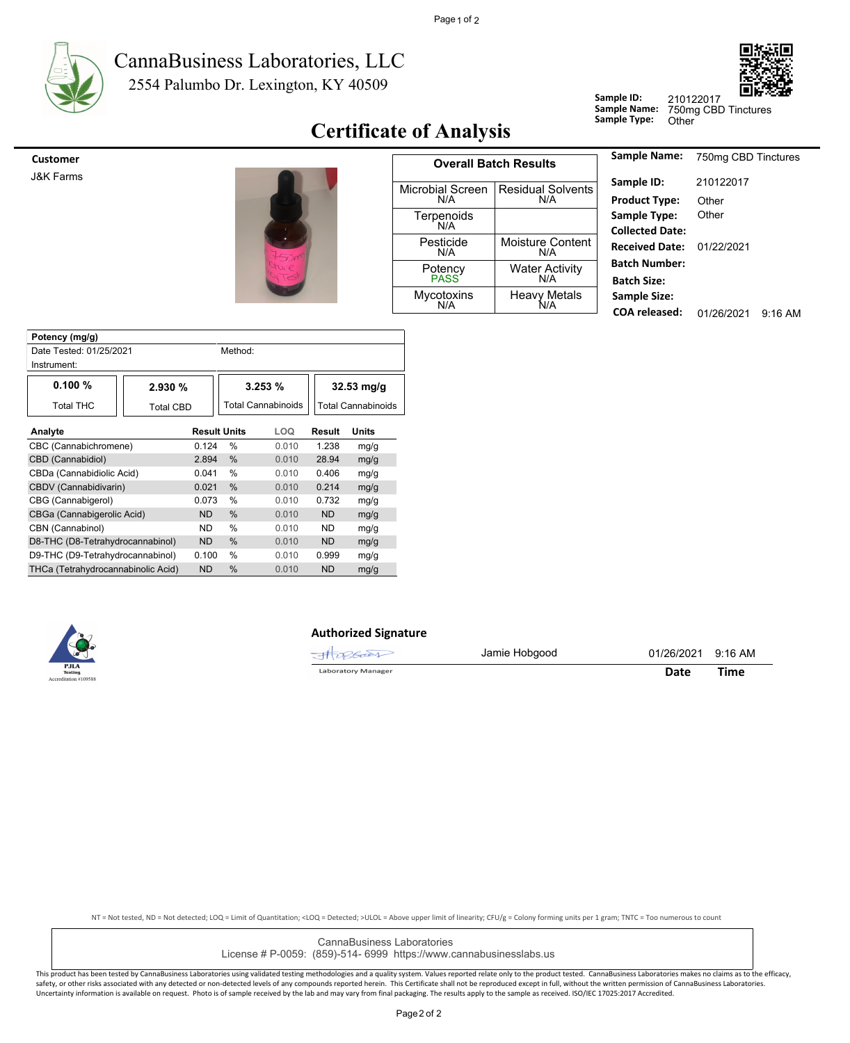# CannaBusiness Laboratories, LLC

2554 Palumbo Dr. Lexington, KY 40509

**Sample ID:** 210122017
**Sample Name:** 750mg CBD Tinctures
**Sample Type:** Other

## Certificate of Analysis

**Customer**

J&K Farms

| Overall Batch Results | |
|---|---|
| Microbial Screen N/A | Residual Solvents N/A |
| Terpenoids N/A | |
| Pesticide N/A | Moisture Content N/A |
| Potency PASS | Water Activity N/A |
| Mycotoxins N/A | Heavy Metals N/A |

| | |
|---|---|
| **Sample Name:** | 750mg CBD Tinctures |
| **Sample ID:** | 210122017 |
| **Product Type:** | Other |
| **Sample Type:** | Other |
| **Collected Date:** | |
| **Received Date:** | 01/22/2021 |
| **Batch Number:** | |
| **Batch Size:** | |
| **Sample Size:** | |
| **COA released:** | 01/26/2021 9:16 AM |

**Potency (mg/g)**

Date Tested: 01/25/2021  Method:

Instrument:

| 0.100 % | 2.930 % | 3.253 % | 32.53 mg/g |
|---|---|---|---|
| Total THC | Total CBD | Total Cannabinoids | Total Cannabinoids |

| Analyte | Result | Units | LOQ | Result | Units |
|---|---|---|---|---|---|
| CBC (Cannabichromene) | 0.124 | % | 0.010 | 1.238 | mg/g |
| CBD (Cannabidiol) | 2.894 | % | 0.010 | 28.94 | mg/g |
| CBDa (Cannabidiolic Acid) | 0.041 | % | 0.010 | 0.406 | mg/g |
| CBDV (Cannabidivarin) | 0.021 | % | 0.010 | 0.214 | mg/g |
| CBG (Cannabigerol) | 0.073 | % | 0.010 | 0.732 | mg/g |
| CBGa (Cannabigerolic Acid) | ND | % | 0.010 | ND | mg/g |
| CBN (Cannabinol) | ND | % | 0.010 | ND | mg/g |
| D8-THC (D8-Tetrahydrocannabinol) | ND | % | 0.010 | ND | mg/g |
| D9-THC (D9-Tetrahydrocannabinol) | 0.100 | % | 0.010 | 0.999 | mg/g |
| THCa (Tetrahydrocannabinolic Acid) | ND | % | 0.010 | ND | mg/g |

PJLA Testing Accreditation #109588

**Authorized Signature**

| Jamie Hobgood | 01/26/2021 | 9:16 AM |
|---|---|---|
| Laboratory Manager | **Date** | **Time** |

NT = Not tested, ND = Not detected; LOQ = Limit of Quantitation; <LOQ = Detected; >ULOL = Above upper limit of linearity; CFU/g = Colony forming units per 1 gram; TNTC = Too numerous to count

CannaBusiness Laboratories
License # P-0059: (859)-514- 6999 https://www.cannabusinesslabs.us

This product has been tested by CannaBusiness Laboratories using validated testing methodologies and a quality system. Values reported relate only to the product tested. CannaBusiness Laboratories makes no claims as to the efficacy, safety, or other risks associated with any detected or non-detected levels of any compounds reported herein. This Certificate shall not be reproduced except in full, without the written permission of CannaBusiness Laboratories. Uncertainty information is available on request. Photo is of sample received by the lab and may vary from final packaging. The results apply to the sample as received. ISO/IEC 17025:2017 Accredited.